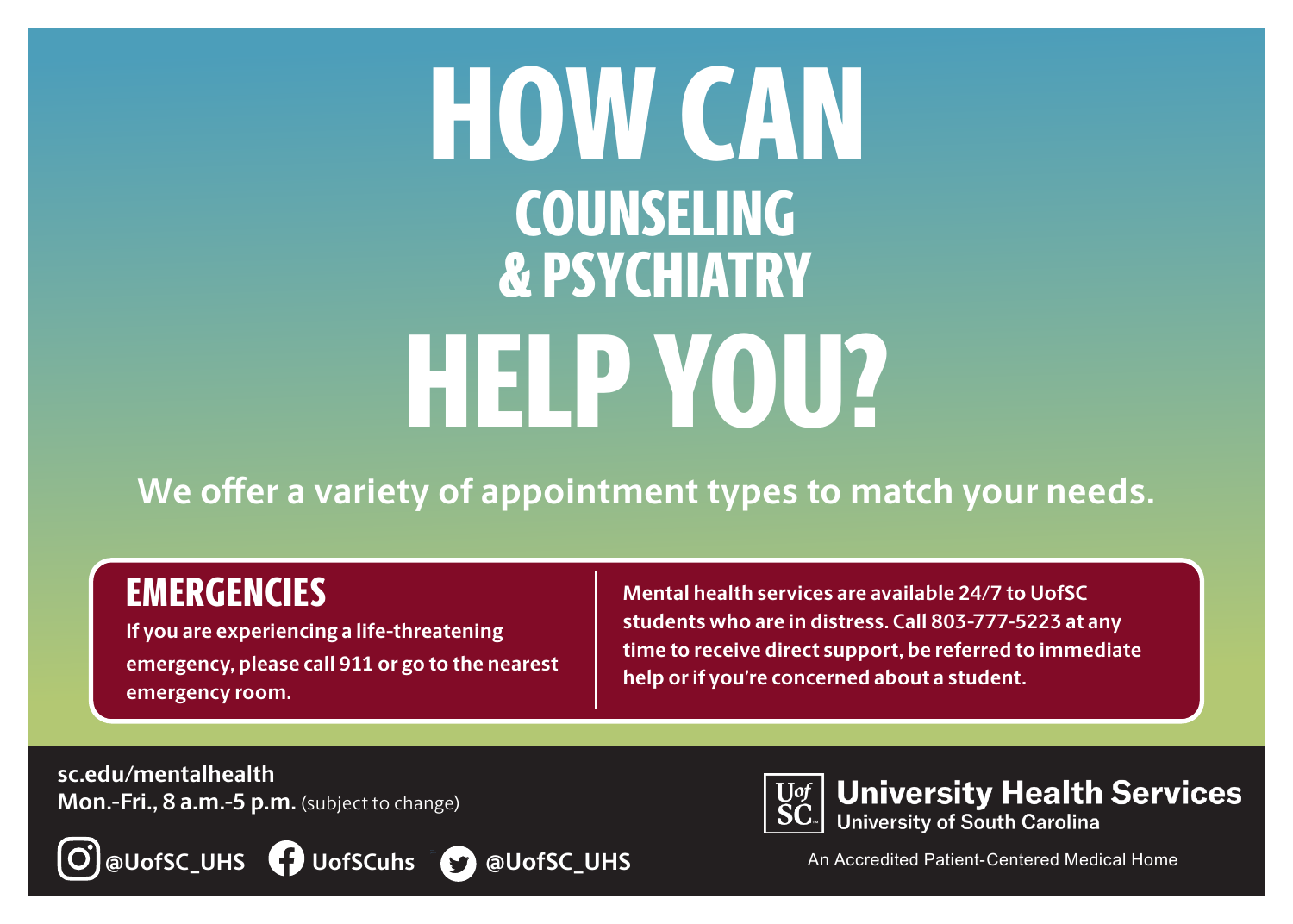# HOW CAN COUNSELING & PSYCHIATRY HELP YOU?

**We offer a variety of appointment types to match your needs.**

## EMERGENCIES

**If you are experiencing a life-threatening emergency, please call 911 or go to the nearest emergency room.**

**Mental health services are available 24/7 to UofSC students who are in distress. Call 803-777-5223 at any time to receive direct support, be referred to immediate help or if you're concerned about a student.**

**sc.edu/mentalhealth**
**Mon.-Fri., 8 a.m.-5 p.m.** (subject to change)

**@UofSC_UHS** **UofSCuhs** **@UofSC_UHS**

**University Health Services**
University of South Carolina

An Accredited Patient-Centered Medical Home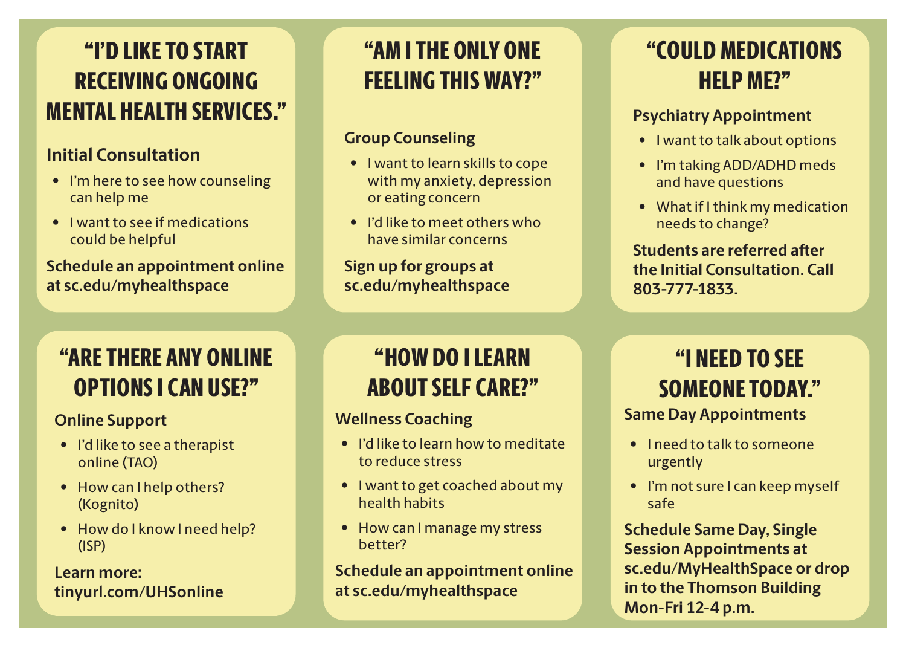## "I'D LIKE TO START RECEIVING ONGOING MENTAL HEALTH SERVICES."

### Initial Consultation

- I'm here to see how counseling can help me
- I want to see if medications could be helpful

**Schedule an appointment online at sc.edu/myhealthspace**

## "AM I THE ONLY ONE FEELING THIS WAY?"

### Group Counseling

- I want to learn skills to cope with my anxiety, depression or eating concern
- I'd like to meet others who have similar concerns

**Sign up for groups at sc.edu/myhealthspace**

## "COULD MEDICATIONS HELP ME?"

### Psychiatry Appointment

- I want to talk about options
- I'm taking ADD/ADHD meds and have questions
- What if I think my medication needs to change?

**Students are referred after the Initial Consultation. Call 803-777-1833.**

## "ARE THERE ANY ONLINE OPTIONS I CAN USE?"

### Online Support

- I'd like to see a therapist online (TAO)
- How can I help others? (Kognito)
- How do I know I need help? (ISP)

**Learn more: tinyurl.com/UHSonline**

## "HOW DO I LEARN ABOUT SELF CARE?"

### Wellness Coaching

- I'd like to learn how to meditate to reduce stress
- I want to get coached about my health habits
- How can I manage my stress better?

**Schedule an appointment online at sc.edu/myhealthspace**

## "I NEED TO SEE SOMEONE TODAY."

### Same Day Appointments

- I need to talk to someone urgently
- I'm not sure I can keep myself safe

**Schedule Same Day, Single Session Appointments at sc.edu/MyHealthSpace or drop in to the Thomson Building Mon-Fri 12-4 p.m.**